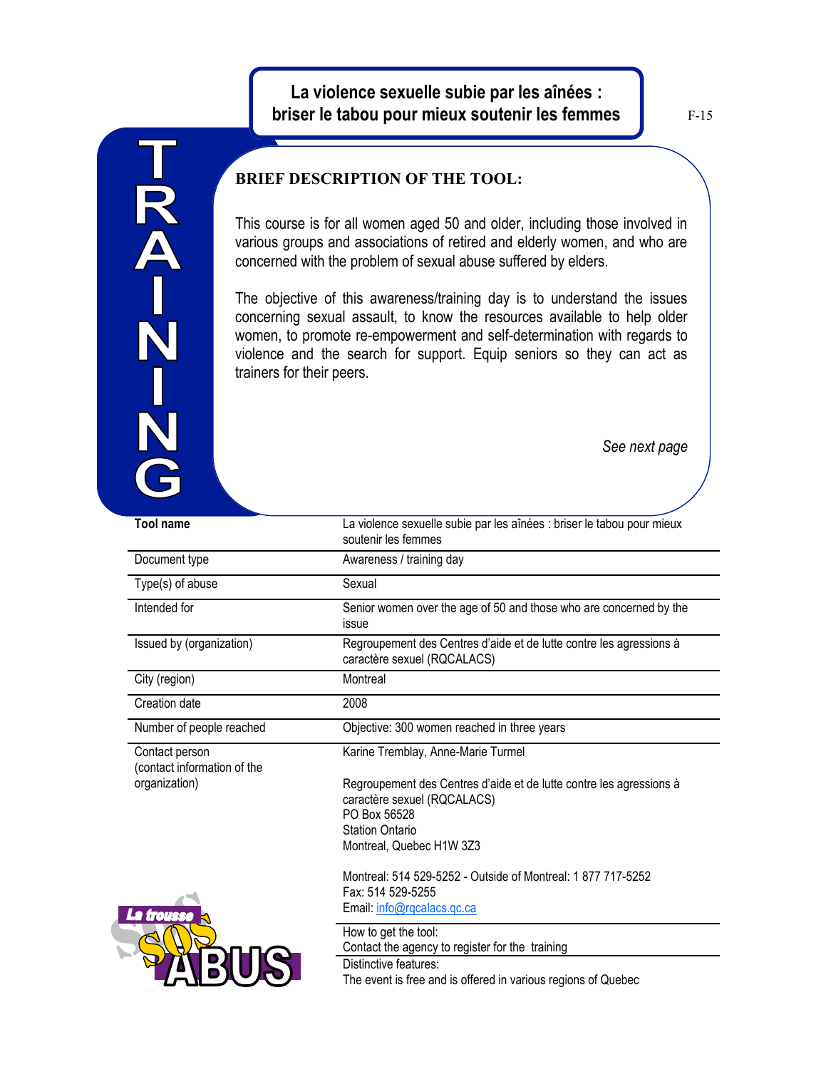# La violence sexuelle subie par les aînées : briser le tabou pour mieux soutenir les femmes

TRAINING

## BRIEF DESCRIPTION OF THE TOOL:

This course is for all women aged 50 and older, including those involved in various groups and associations of retired and elderly women, and who are concerned with the problem of sexual abuse suffered by elders.

The objective of this awareness/training day is to understand the issues concerning sexual assault, to know the resources available to help older women, to promote re-empowerment and self-determination with regards to violence and the search for support. Equip seniors so they can act as trainers for their peers.

*See next page*

| **Tool name** | La violence sexuelle subie par les aînées : briser le tabou pour mieux soutenir les femmes |
|---|---|
| Document type | Awareness / training day |
| Type(s) of abuse | Sexual |
| Intended for | Senior women over the age of 50 and those who are concerned by the issue |
| Issued by (organization) | Regroupement des Centres d'aide et de lutte contre les agressions à caractère sexuel (RQCALACS) |
| City (region) | Montreal |
| Creation date | 2008 |
| Number of people reached | Objective: 300 women reached in three years |
| Contact person (contact information of the organization) | Karine Tremblay, Anne-Marie Turmel<br><br>Regroupement des Centres d'aide et de lutte contre les agressions à caractère sexuel (RQCALACS)<br>PO Box 56528<br>Station Ontario<br>Montreal, Quebec H1W 3Z3<br><br>Montreal: 514 529-5252 - Outside of Montreal: 1 877 717-5252<br>Fax: 514 529-5255<br>Email: info@rqcalacs.qc.ca |
| | How to get the tool:<br>Contact the agency to register for the training |
| | Distinctive features:<br>The event is free and is offered in various regions of Quebec |

La trousse SOS ABUS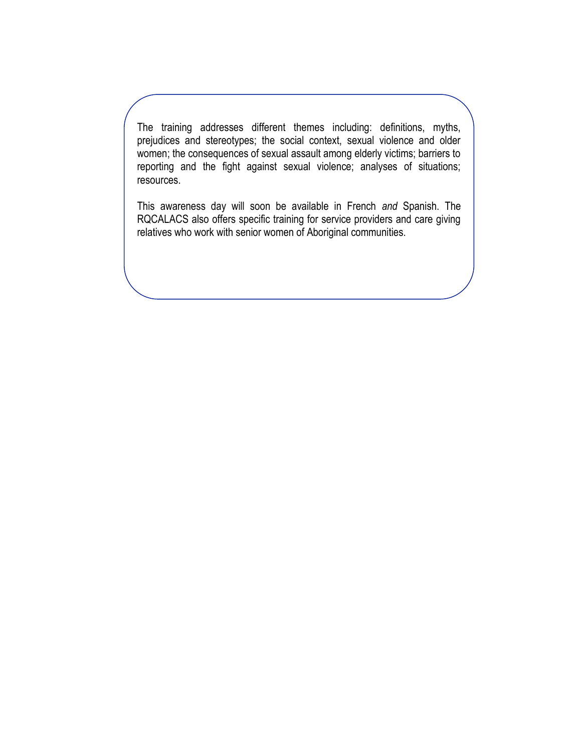The training addresses different themes including: definitions, myths, prejudices and stereotypes; the social context, sexual violence and older women; the consequences of sexual assault among elderly victims; barriers to reporting and the fight against sexual violence; analyses of situations; resources.

This awareness day will soon be available in French *and* Spanish. The RQCALACS also offers specific training for service providers and care giving relatives who work with senior women of Aboriginal communities.